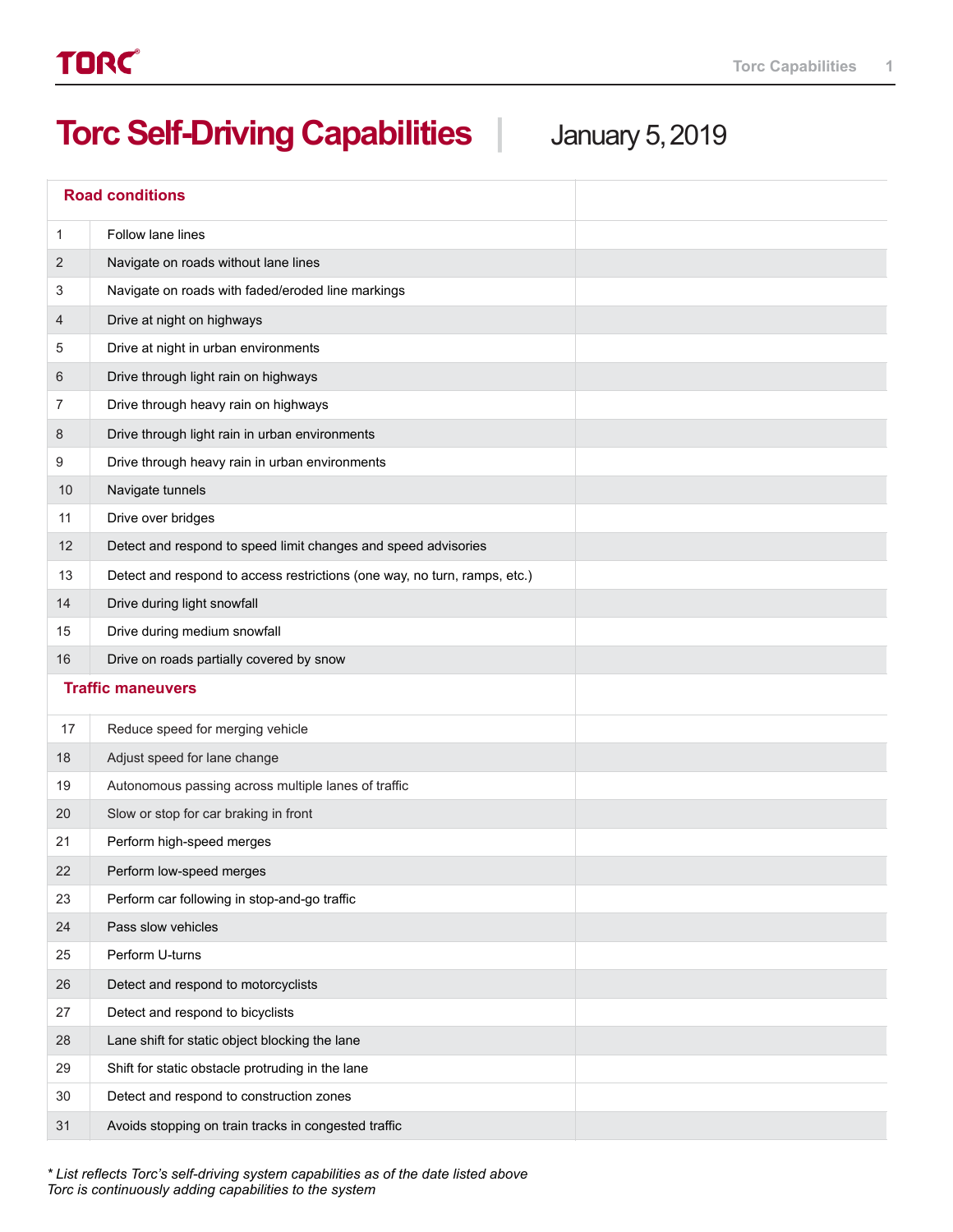# Torc Self-Driving Capabilities | January 5, 2019

| | Road conditions | |
|---|---|---|
| 1 | Follow lane lines | |
| 2 | Navigate on roads without lane lines | |
| 3 | Navigate on roads with faded/eroded line markings | |
| 4 | Drive at night on highways | |
| 5 | Drive at night in urban environments | |
| 6 | Drive through light rain on highways | |
| 7 | Drive through heavy rain on highways | |
| 8 | Drive through light rain in urban environments | |
| 9 | Drive through heavy rain in urban environments | |
| 10 | Navigate tunnels | |
| 11 | Drive over bridges | |
| 12 | Detect and respond to speed limit changes and speed advisories | |
| 13 | Detect and respond to access restrictions (one way, no turn, ramps, etc.) | |
| 14 | Drive during light snowfall | |
| 15 | Drive during medium snowfall | |
| 16 | Drive on roads partially covered by snow | |
| | **Traffic maneuvers** | |
| 17 | Reduce speed for merging vehicle | |
| 18 | Adjust speed for lane change | |
| 19 | Autonomous passing across multiple lanes of traffic | |
| 20 | Slow or stop for car braking in front | |
| 21 | Perform high-speed merges | |
| 22 | Perform low-speed merges | |
| 23 | Perform car following in stop-and-go traffic | |
| 24 | Pass slow vehicles | |
| 25 | Perform U-turns | |
| 26 | Detect and respond to motorcyclists | |
| 27 | Detect and respond to bicyclists | |
| 28 | Lane shift for static object blocking the lane | |
| 29 | Shift for static obstacle protruding in the lane | |
| 30 | Detect and respond to construction zones | |
| 31 | Avoids stopping on train tracks in congested traffic | |

*\* List reflects Torc's self-driving system capabilities as of the date listed above*
*Torc is continuously adding capabilities to the system*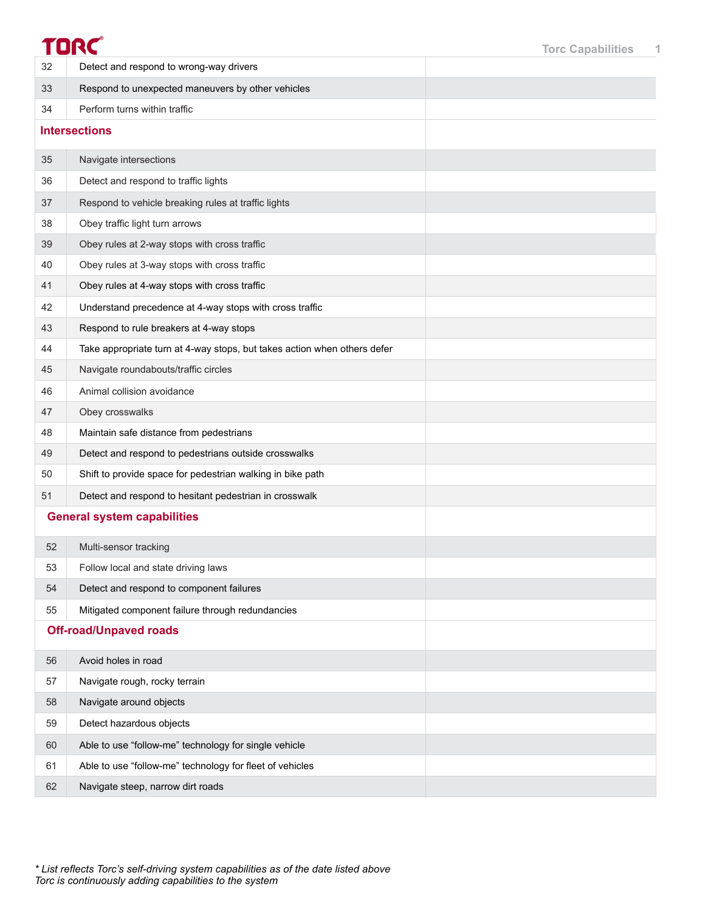| | | |
|---|---|---|
| 32 | Detect and respond to wrong-way drivers | |
| 33 | Respond to unexpected maneuvers by other vehicles | |
| 34 | Perform turns within traffic | |
| **Intersections** | | |
| 35 | Navigate intersections | |
| 36 | Detect and respond to traffic lights | |
| 37 | Respond to vehicle breaking rules at traffic lights | |
| 38 | Obey traffic light turn arrows | |
| 39 | Obey rules at 2-way stops with cross traffic | |
| 40 | Obey rules at 3-way stops with cross traffic | |
| 41 | Obey rules at 4-way stops with cross traffic | |
| 42 | Understand precedence at 4-way stops with cross traffic | |
| 43 | Respond to rule breakers at 4-way stops | |
| 44 | Take appropriate turn at 4-way stops, but takes action when others defer | |
| 45 | Navigate roundabouts/traffic circles | |
| 46 | Animal collision avoidance | |
| 47 | Obey crosswalks | |
| 48 | Maintain safe distance from pedestrians | |
| 49 | Detect and respond to pedestrians outside crosswalks | |
| 50 | Shift to provide space for pedestrian walking in bike path | |
| 51 | Detect and respond to hesitant pedestrian in crosswalk | |
| **General system capabilities** | | |
| 52 | Multi-sensor tracking | |
| 53 | Follow local and state driving laws | |
| 54 | Detect and respond to component failures | |
| 55 | Mitigated component failure through redundancies | |
| **Off-road/Unpaved roads** | | |
| 56 | Avoid holes in road | |
| 57 | Navigate rough, rocky terrain | |
| 58 | Navigate around objects | |
| 59 | Detect hazardous objects | |
| 60 | Able to use "follow-me" technology for single vehicle | |
| 61 | Able to use "follow-me" technology for fleet of vehicles | |
| 62 | Navigate steep, narrow dirt roads | |

*\* List reflects Torc's self-driving system capabilities as of the date listed above*
*Torc is continuously adding capabilities to the system*